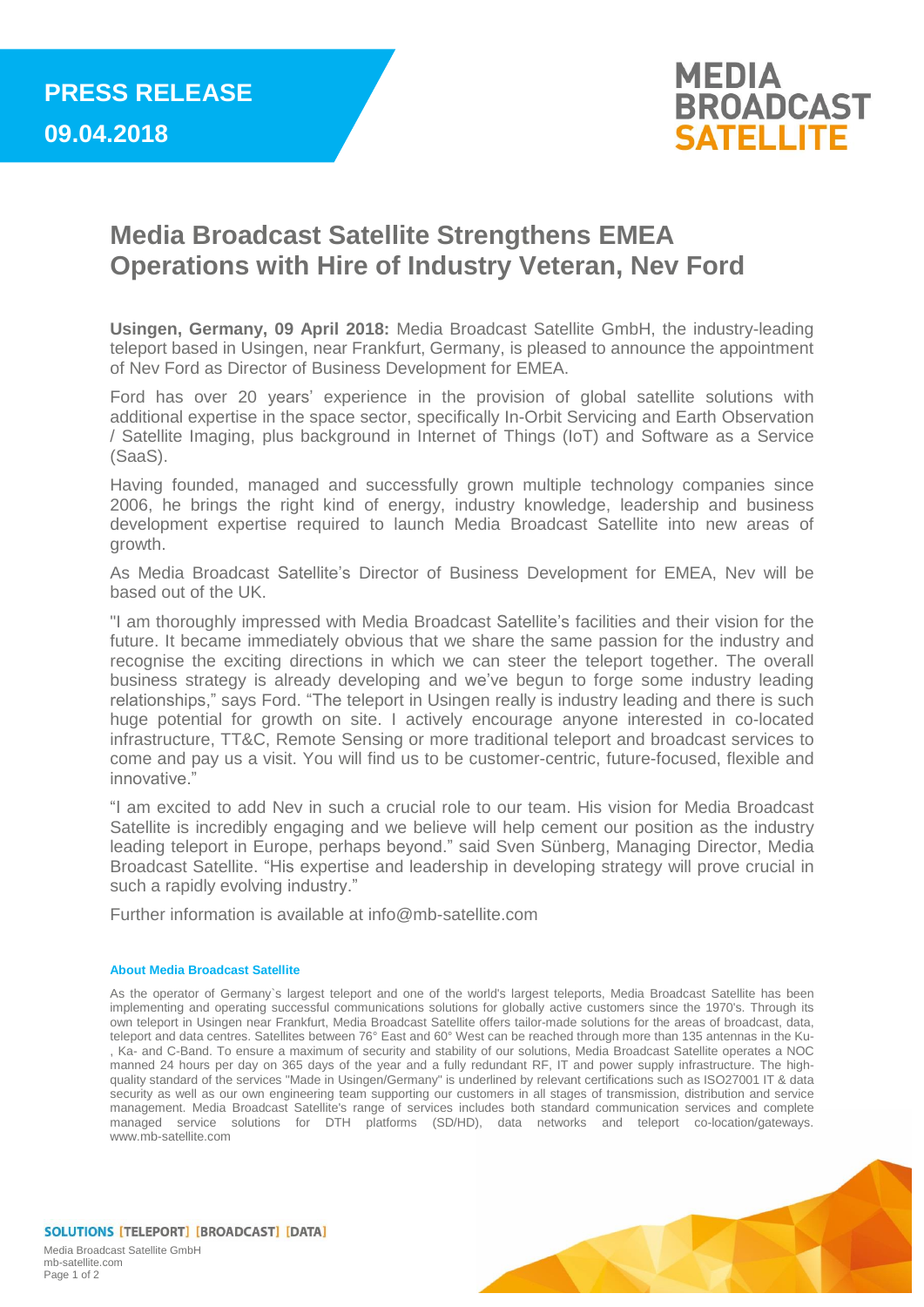**PRESS RELEASE**
**09.04.2018**

MEDIA BROADCAST SATELLITE

# Media Broadcast Satellite Strengthens EMEA Operations with Hire of Industry Veteran, Nev Ford

**Usingen, Germany, 09 April 2018:** Media Broadcast Satellite GmbH, the industry-leading teleport based in Usingen, near Frankfurt, Germany, is pleased to announce the appointment of Nev Ford as Director of Business Development for EMEA.

Ford has over 20 years' experience in the provision of global satellite solutions with additional expertise in the space sector, specifically In-Orbit Servicing and Earth Observation / Satellite Imaging, plus background in Internet of Things (IoT) and Software as a Service (SaaS).

Having founded, managed and successfully grown multiple technology companies since 2006, he brings the right kind of energy, industry knowledge, leadership and business development expertise required to launch Media Broadcast Satellite into new areas of growth.

As Media Broadcast Satellite's Director of Business Development for EMEA, Nev will be based out of the UK.

"I am thoroughly impressed with Media Broadcast Satellite's facilities and their vision for the future. It became immediately obvious that we share the same passion for the industry and recognise the exciting directions in which we can steer the teleport together. The overall business strategy is already developing and we've begun to forge some industry leading relationships," says Ford. "The teleport in Usingen really is industry leading and there is such huge potential for growth on site. I actively encourage anyone interested in co-located infrastructure, TT&C, Remote Sensing or more traditional teleport and broadcast services to come and pay us a visit. You will find us to be customer-centric, future-focused, flexible and innovative."

"I am excited to add Nev in such a crucial role to our team. His vision for Media Broadcast Satellite is incredibly engaging and we believe will help cement our position as the industry leading teleport in Europe, perhaps beyond." said Sven Sünberg, Managing Director, Media Broadcast Satellite. "His expertise and leadership in developing strategy will prove crucial in such a rapidly evolving industry."

Further information is available at info@mb-satellite.com

**About Media Broadcast Satellite**

As the operator of Germany`s largest teleport and one of the world's largest teleports, Media Broadcast Satellite has been implementing and operating successful communications solutions for globally active customers since the 1970's. Through its own teleport in Usingen near Frankfurt, Media Broadcast Satellite offers tailor-made solutions for the areas of broadcast, data, teleport and data centres. Satellites between 76° East and 60° West can be reached through more than 135 antennas in the Ku-, Ka- and C-Band. To ensure a maximum of security and stability of our solutions, Media Broadcast Satellite operates a NOC manned 24 hours per day on 365 days of the year and a fully redundant RF, IT and power supply infrastructure. The high-quality standard of the services "Made in Usingen/Germany" is underlined by relevant certifications such as ISO27001 IT & data security as well as our own engineering team supporting our customers in all stages of transmission, distribution and service management. Media Broadcast Satellite's range of services includes both standard communication services and complete managed service solutions for DTH platforms (SD/HD), data networks and teleport co-location/gateways. www.mb-satellite.com

SOLUTIONS [TELEPORT] [BROADCAST] [DATA]

Media Broadcast Satellite GmbH
mb-satellite.com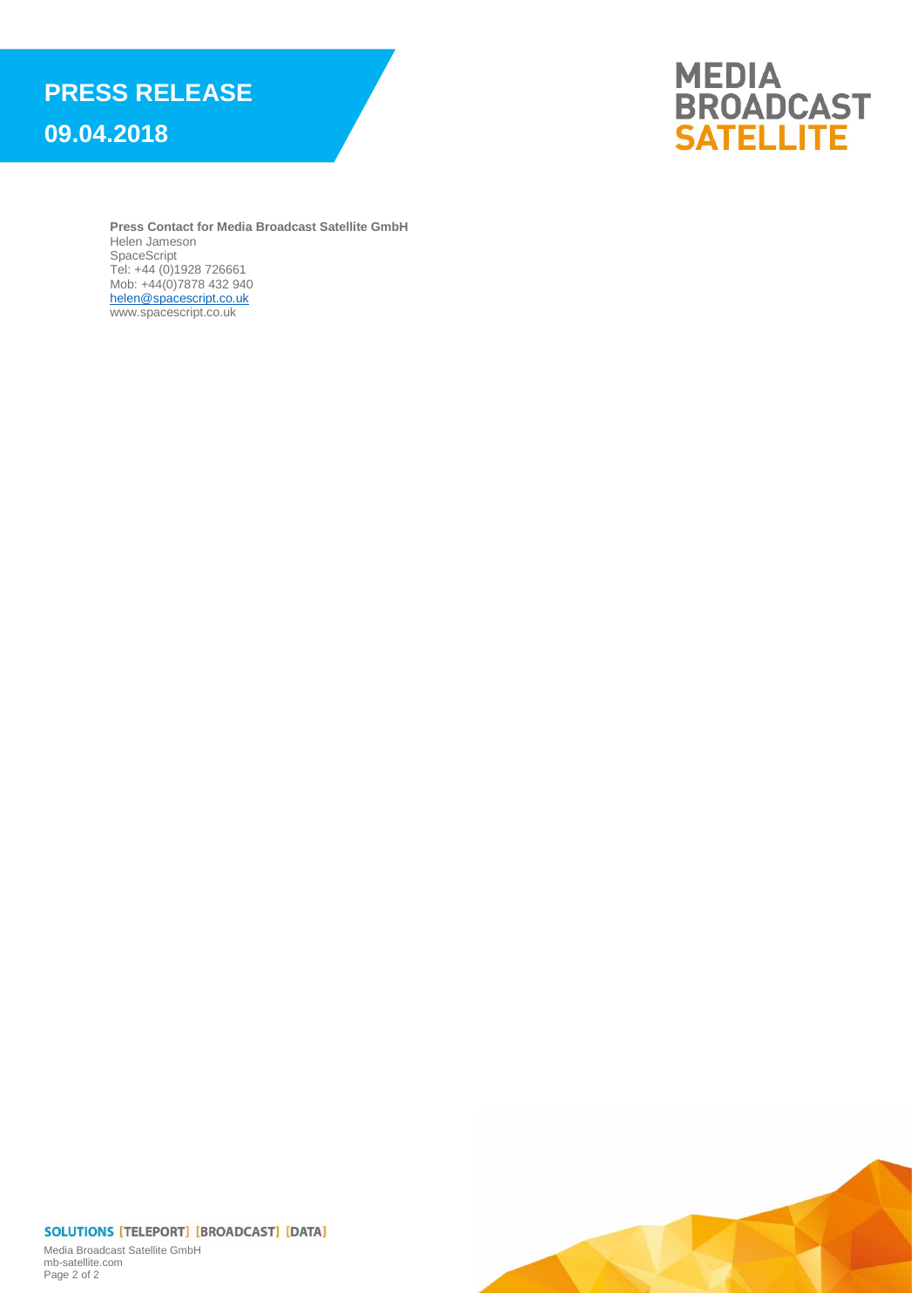**Press Contact for Media Broadcast Satellite GmbH**
Helen Jameson
SpaceScript
Tel: +44 (0)1928 726661
Mob: +44(0)7878 432 940
helen@spacescript.co.uk
www.spacescript.co.uk